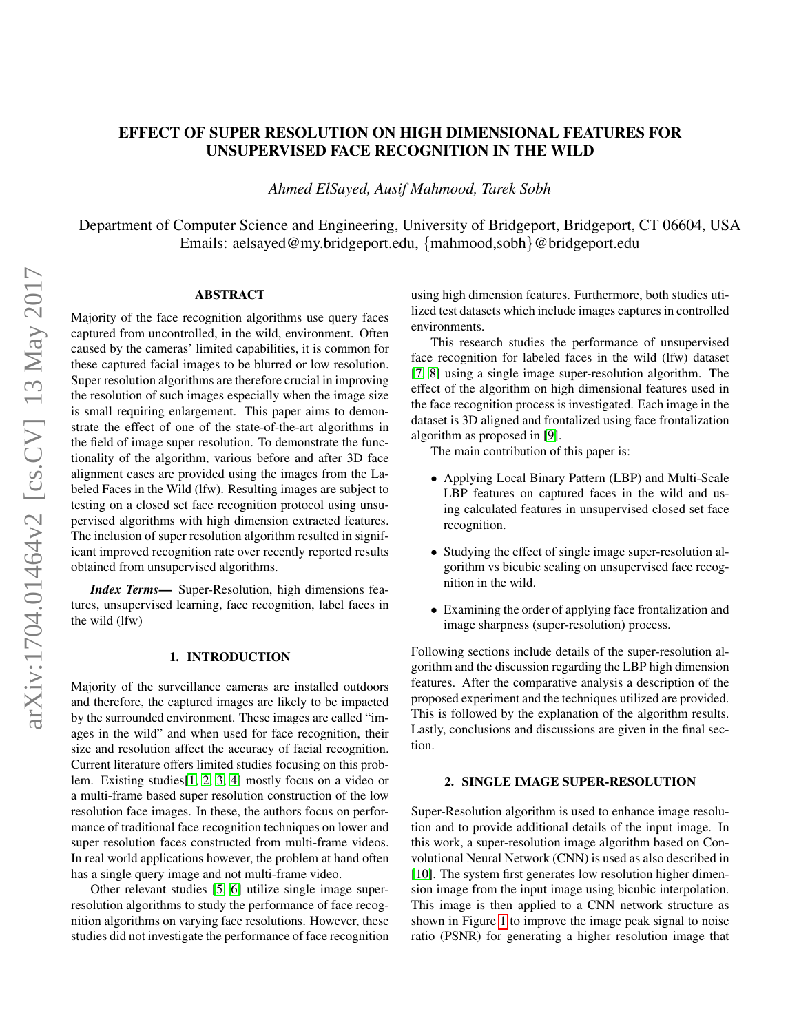# EFFECT OF SUPER RESOLUTION ON HIGH DIMENSIONAL FEATURES FOR UNSUPERVISED FACE RECOGNITION IN THE WILD

*Ahmed ElSayed, Ausif Mahmood, Tarek Sobh*

Department of Computer Science and Engineering, University of Bridgeport, Bridgeport, CT 06604, USA
Emails: aelsayed@my.bridgeport.edu, {mahmood,sobh}@bridgeport.edu

## ABSTRACT

Majority of the face recognition algorithms use query faces captured from uncontrolled, in the wild, environment. Often caused by the cameras' limited capabilities, it is common for these captured facial images to be blurred or low resolution. Super resolution algorithms are therefore crucial in improving the resolution of such images especially when the image size is small requiring enlargement. This paper aims to demonstrate the effect of one of the state-of-the-art algorithms in the field of image super resolution. To demonstrate the functionality of the algorithm, various before and after 3D face alignment cases are provided using the images from the Labeled Faces in the Wild (lfw). Resulting images are subject to testing on a closed set face recognition protocol using unsupervised algorithms with high dimension extracted features. The inclusion of super resolution algorithm resulted in significant improved recognition rate over recently reported results obtained from unsupervised algorithms.

***Index Terms***— Super-Resolution, high dimensions features, unsupervised learning, face recognition, label faces in the wild (lfw)

## 1. INTRODUCTION

Majority of the surveillance cameras are installed outdoors and therefore, the captured images are likely to be impacted by the surrounded environment. These images are called "images in the wild" and when used for face recognition, their size and resolution affect the accuracy of facial recognition. Current literature offers limited studies focusing on this problem. Existing studies[1, 2, 3, 4] mostly focus on a video or a multi-frame based super resolution construction of the low resolution face images. In these, the authors focus on performance of traditional face recognition techniques on lower and super resolution faces constructed from multi-frame videos. In real world applications however, the problem at hand often has a single query image and not multi-frame video.

Other relevant studies [5, 6] utilize single image super-resolution algorithms to study the performance of face recognition algorithms on varying face resolutions. However, these studies did not investigate the performance of face recognition using high dimension features. Furthermore, both studies utilized test datasets which include images captures in controlled environments.

This research studies the performance of unsupervised face recognition for labeled faces in the wild (lfw) dataset [7, 8] using a single image super-resolution algorithm. The effect of the algorithm on high dimensional features used in the face recognition process is investigated. Each image in the dataset is 3D aligned and frontalized using face frontalization algorithm as proposed in [9].

The main contribution of this paper is:

- Applying Local Binary Pattern (LBP) and Multi-Scale LBP features on captured faces in the wild and using calculated features in unsupervised closed set face recognition.
- Studying the effect of single image super-resolution algorithm vs bicubic scaling on unsupervised face recognition in the wild.
- Examining the order of applying face frontalization and image sharpness (super-resolution) process.

Following sections include details of the super-resolution algorithm and the discussion regarding the LBP high dimension features. After the comparative analysis a description of the proposed experiment and the techniques utilized are provided. This is followed by the explanation of the algorithm results. Lastly, conclusions and discussions are given in the final section.

## 2. SINGLE IMAGE SUPER-RESOLUTION

Super-Resolution algorithm is used to enhance image resolution and to provide additional details of the input image. In this work, a super-resolution image algorithm based on Convolutional Neural Network (CNN) is used as also described in [10]. The system first generates low resolution higher dimension image from the input image using bicubic interpolation. This image is then applied to a CNN network structure as shown in Figure 1 to improve the image peak signal to noise ratio (PSNR) for generating a higher resolution image that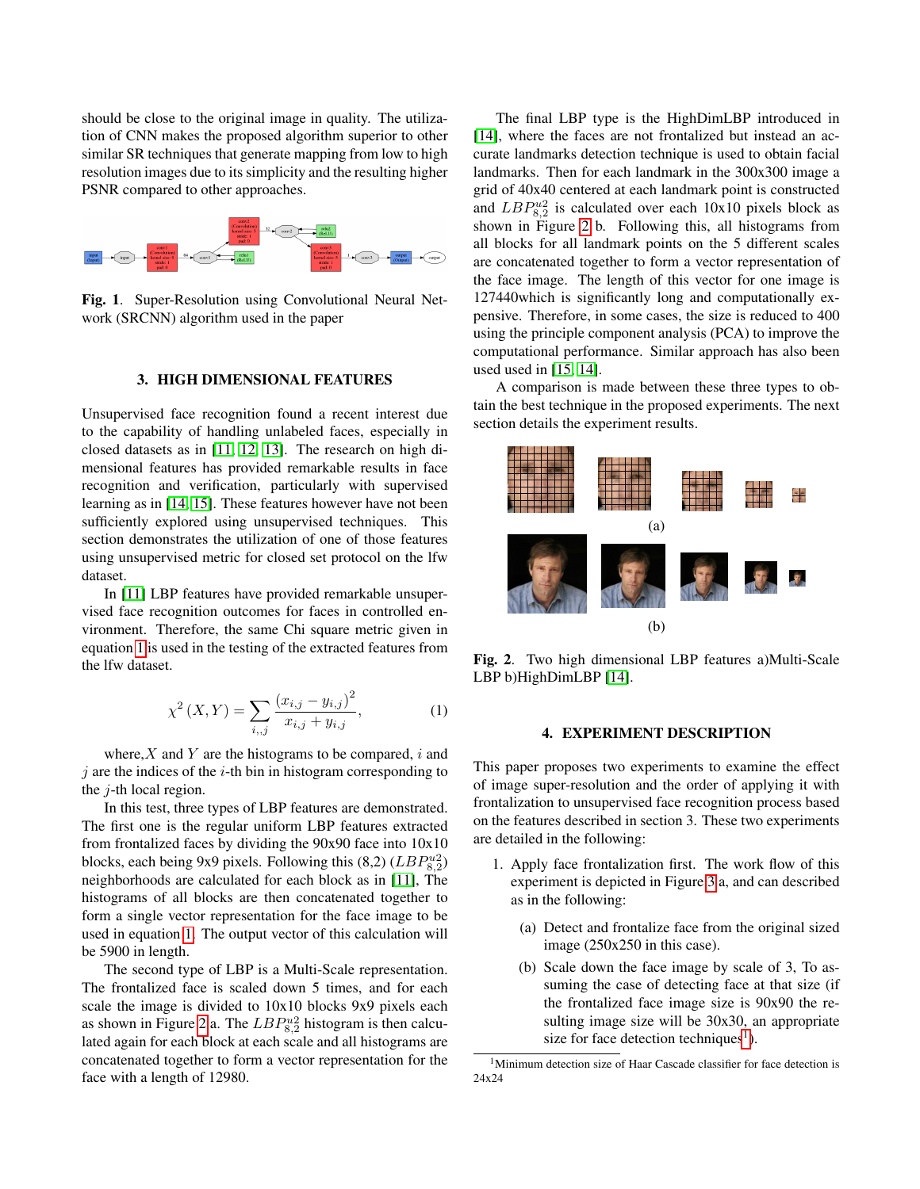should be close to the original image in quality. The utilization of CNN makes the proposed algorithm superior to other similar SR techniques that generate mapping from low to high resolution images due to its simplicity and the resulting higher PSNR compared to other approaches.

**Fig. 1**. Super-Resolution using Convolutional Neural Network (SRCNN) algorithm used in the paper

## 3. HIGH DIMENSIONAL FEATURES

Unsupervised face recognition found a recent interest due to the capability of handling unlabeled faces, especially in closed datasets as in [11, 12, 13]. The research on high dimensional features has provided remarkable results in face recognition and verification, particularly with supervised learning as in [14, 15]. These features however have not been sufficiently explored using unsupervised techniques. This section demonstrates the utilization of one of those features using unsupervised metric for closed set protocol on the lfw dataset.

In [11] LBP features have provided remarkable unsupervised face recognition outcomes for faces in controlled environment. Therefore, the same Chi square metric given in equation 1 is used in the testing of the extracted features from the lfw dataset.

$$\chi^2 (X, Y) = \sum_{i,,j} \frac{(x_{i,j} - y_{i,j})^2}{x_{i,j} + y_{i,j}}, \tag{1}$$

where, $X$ and $Y$ are the histograms to be compared, $i$ and $j$ are the indices of the $i$-th bin in histogram corresponding to the $j$-th local region.

In this test, three types of LBP features are demonstrated. The first one is the regular uniform LBP features extracted from frontalized faces by dividing the 90x90 face into 10x10 blocks, each being 9x9 pixels. Following this (8,2) ($LBP^{u2}_{8,2}$) neighborhoods are calculated for each block as in [11], The histograms of all blocks are then concatenated together to form a single vector representation for the face image to be used in equation 1. The output vector of this calculation will be 5900 in length.

The second type of LBP is a Multi-Scale representation. The frontalized face is scaled down 5 times, and for each scale the image is divided to 10x10 blocks 9x9 pixels each as shown in Figure 2 a. The $LBP^{u2}_{8,2}$ histogram is then calculated again for each block at each scale and all histograms are concatenated together to form a vector representation for the face with a length of 12980.

The final LBP type is the HighDimLBP introduced in [14], where the faces are not frontalized but instead an accurate landmarks detection technique is used to obtain facial landmarks. Then for each landmark in the 300x300 image a grid of 40x40 centered at each landmark point is constructed and $LBP^{u2}_{8,2}$ is calculated over each 10x10 pixels block as shown in Figure 2 b. Following this, all histograms from all blocks for all landmark points on the 5 different scales are concatenated together to form a vector representation of the face image. The length of this vector for one image is 127440which is significantly long and computationally expensive. Therefore, in some cases, the size is reduced to 400 using the principle component analysis (PCA) to improve the computational performance. Similar approach has also been used used in [15, 14].

A comparison is made between these three types to obtain the best technique in the proposed experiments. The next section details the experiment results.

(a)

(b)

**Fig. 2**. Two high dimensional LBP features a)Multi-Scale LBP b)HighDimLBP [14].

## 4. EXPERIMENT DESCRIPTION

This paper proposes two experiments to examine the effect of image super-resolution and the order of applying it with frontalization to unsupervised face recognition process based on the features described in section 3. These two experiments are detailed in the following:

1. Apply face frontalization first. The work flow of this experiment is depicted in Figure 3 a, and can described as in the following:
   (a) Detect and frontalize face from the original sized image (250x250 in this case).
   (b) Scale down the face image by scale of 3, To assuming the case of detecting face at that size (if the frontalized face image size is 90x90 the resulting image size will be 30x30, an appropriate size for face detection techniques[1]).

[1] Minimum detection size of Haar Cascade classifier for face detection is 24x24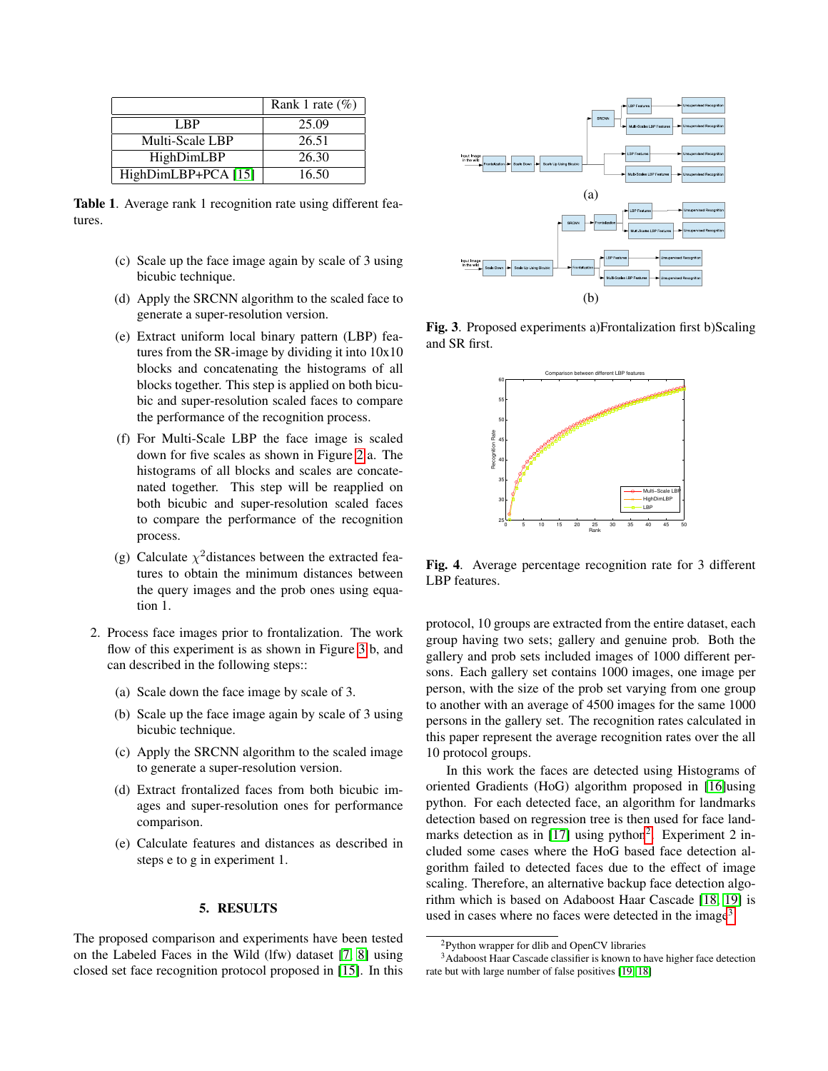|  | Rank 1 rate (%) |
|---|---|
| LBP | 25.09 |
| Multi-Scale LBP | 26.51 |
| HighDimLBP | 26.30 |
| HighDimLBP+PCA [15] | 16.50 |

**Table 1**. Average rank 1 recognition rate using different features.

(c) Scale up the face image again by scale of 3 using bicubic technique.

(d) Apply the SRCNN algorithm to the scaled face to generate a super-resolution version.

(e) Extract uniform local binary pattern (LBP) features from the SR-image by dividing it into 10x10 blocks and concatenating the histograms of all blocks together. This step is applied on both bicubic and super-resolution scaled faces to compare the performance of the recognition process.

(f) For Multi-Scale LBP the face image is scaled down for five scales as shown in Figure 2 a. The histograms of all blocks and scales are concatenated together. This step will be reapplied on both bicubic and super-resolution scaled faces to compare the performance of the recognition process.

(g) Calculate $\chi^2$distances between the extracted features to obtain the minimum distances between the query images and the prob ones using equation 1.

2. Process face images prior to frontalization. The work flow of this experiment is as shown in Figure 3 b, and can described in the following steps::

   (a) Scale down the face image by scale of 3.

   (b) Scale up the face image again by scale of 3 using bicubic technique.

   (c) Apply the SRCNN algorithm to the scaled image to generate a super-resolution version.

   (d) Extract frontalized faces from both bicubic images and super-resolution ones for performance comparison.

   (e) Calculate features and distances as described in steps e to g in experiment 1.

## 5. RESULTS

The proposed comparison and experiments have been tested on the Labeled Faces in the Wild (lfw) dataset [7, 8] using closed set face recognition protocol proposed in [15]. In this protocol, 10 groups are extracted from the entire dataset, each group having two sets; gallery and genuine prob. Both the gallery and prob sets included images of 1000 different persons. Each gallery set contains 1000 images, one image per person, with the size of the prob set varying from one group to another with an average of 4500 images for the same 1000 persons in the gallery set. The recognition rates calculated in this paper represent the average recognition rates over the all 10 protocol groups.

In this work the faces are detected using Histograms of oriented Gradients (HoG) algorithm proposed in [16]using python. For each detected face, an algorithm for landmarks detection based on regression tree is then used for face landmarks detection as in [17] using python[2]. Experiment 2 included some cases where the HoG based face detection algorithm failed to detected faces due to the effect of image scaling. Therefore, an alternative backup face detection algorithm which is based on Adaboost Haar Cascade [18, 19] is used in cases where no faces were detected in the image[3].

(a)

(b)

**Fig. 3**. Proposed experiments a)Frontalization first b)Scaling and SR first.

**Fig. 4**. Average percentage recognition rate for 3 different LBP features.

[2]Python wrapper for dlib and OpenCV libraries

[3]Adaboost Haar Cascade classifier is known to have higher face detection rate but with large number of false positives [19, 18]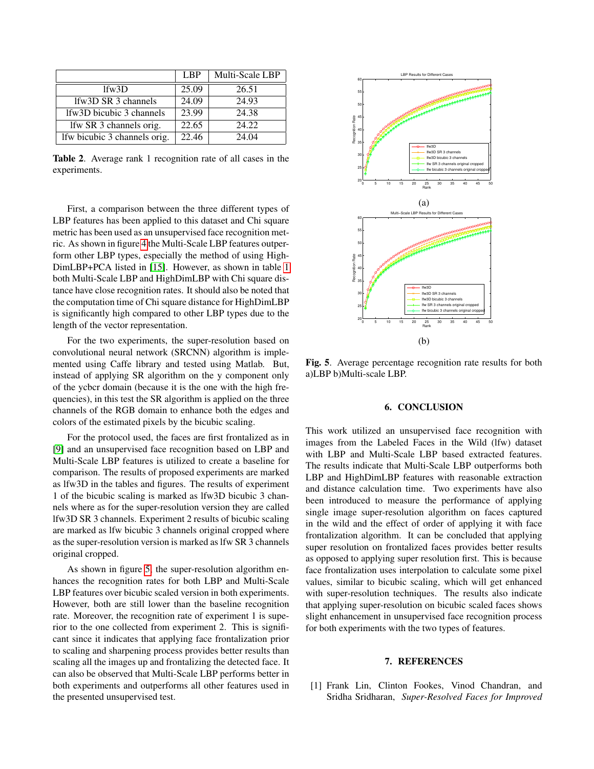|  | LBP | Multi-Scale LBP |
|---|---|---|
| lfw3D | 25.09 | 26.51 |
| lfw3D SR 3 channels | 24.09 | 24.93 |
| lfw3D bicubic 3 channels | 23.99 | 24.38 |
| lfw SR 3 channels orig. | 22.65 | 24.22 |
| lfw bicubic 3 channels orig. | 22.46 | 24.04 |

**Table 2**. Average rank 1 recognition rate of all cases in the experiments.

First, a comparison between the three different types of LBP features has been applied to this dataset and Chi square metric has been used as an unsupervised face recognition metric. As shown in figure 4 the Multi-Scale LBP features outperform other LBP types, especially the method of using HighDimLBP+PCA listed in [15]. However, as shown in table 1 both Multi-Scale LBP and HighDimLBP with Chi square distance have close recognition rates. It should also be noted that the computation time of Chi square distance for HighDimLBP is significantly high compared to other LBP types due to the length of the vector representation.

For the two experiments, the super-resolution based on convolutional neural network (SRCNN) algorithm is implemented using Caffe library and tested using Matlab. But, instead of applying SR algorithm on the y component only of the ycbcr domain (because it is the one with the high frequencies), in this test the SR algorithm is applied on the three channels of the RGB domain to enhance both the edges and colors of the estimated pixels by the bicubic scaling.

For the protocol used, the faces are first frontalized as in [9] and an unsupervised face recognition based on LBP and Multi-Scale LBP features is utilized to create a baseline for comparison. The results of proposed experiments are marked as lfw3D in the tables and figures. The results of experiment 1 of the bicubic scaling is marked as lfw3D bicubic 3 channels where as for the super-resolution version they are called lfw3D SR 3 channels. Experiment 2 results of bicubic scaling are marked as lfw bicubic 3 channels original cropped where as the super-resolution version is marked as lfw SR 3 channels original cropped.

As shown in figure 5, the super-resolution algorithm enhances the recognition rates for both LBP and Multi-Scale LBP features over bicubic scaled version in both experiments. However, both are still lower than the baseline recognition rate. Moreover, the recognition rate of experiment 1 is superior to the one collected from experiment 2. This is significant since it indicates that applying face frontalization prior to scaling and sharpening process provides better results than scaling all the images up and frontalizing the detected face. It can also be observed that Multi-Scale LBP performs better in both experiments and outperforms all other features used in the presented unsupervised test.

(a)

(b)

**Fig. 5**. Average percentage recognition rate results for both a)LBP b)Multi-scale LBP.

## 6. CONCLUSION

This work utilized an unsupervised face recognition with images from the Labeled Faces in the Wild (lfw) dataset with LBP and Multi-Scale LBP based extracted features. The results indicate that Multi-Scale LBP outperforms both LBP and HighDimLBP features with reasonable extraction and distance calculation time. Two experiments have also been introduced to measure the performance of applying single image super-resolution algorithm on faces captured in the wild and the effect of order of applying it with face frontalization algorithm. It can be concluded that applying super resolution on frontalized faces provides better results as opposed to applying super resolution first. This is because face frontalization uses interpolation to calculate some pixel values, similar to bicubic scaling, which will get enhanced with super-resolution techniques. The results also indicate that applying super-resolution on bicubic scaled faces shows slight enhancement in unsupervised face recognition process for both experiments with the two types of features.

## 7. REFERENCES

[1] Frank Lin, Clinton Fookes, Vinod Chandran, and Sridha Sridharan, *Super-Resolved Faces for Improved*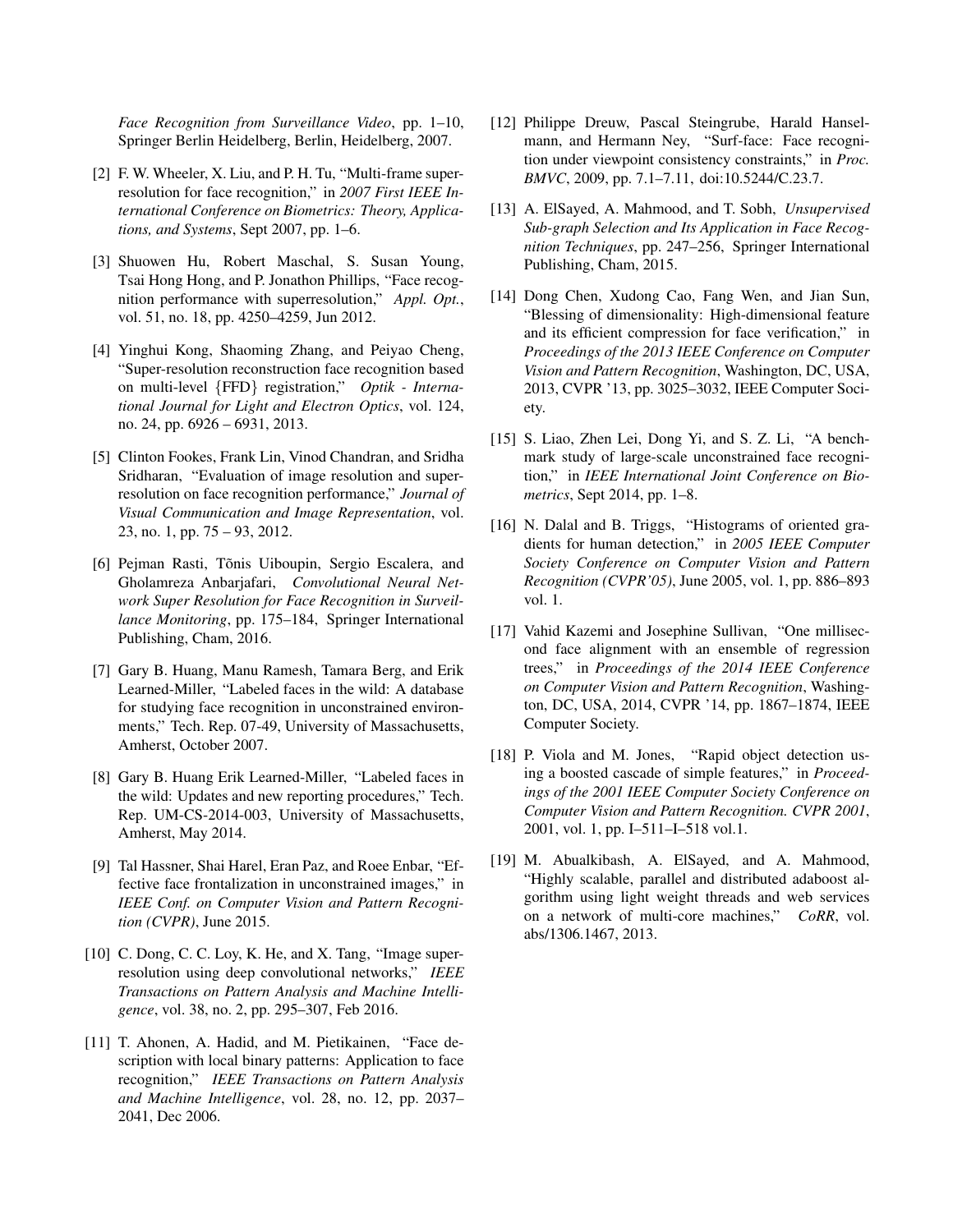*Face Recognition from Surveillance Video*, pp. 1–10, Springer Berlin Heidelberg, Berlin, Heidelberg, 2007.

[2] F. W. Wheeler, X. Liu, and P. H. Tu, "Multi-frame super-resolution for face recognition," in *2007 First IEEE International Conference on Biometrics: Theory, Applications, and Systems*, Sept 2007, pp. 1–6.

[3] Shuowen Hu, Robert Maschal, S. Susan Young, Tsai Hong Hong, and P. Jonathon Phillips, "Face recognition performance with superresolution," *Appl. Opt.*, vol. 51, no. 18, pp. 4250–4259, Jun 2012.

[4] Yinghui Kong, Shaoming Zhang, and Peiyao Cheng, "Super-resolution reconstruction face recognition based on multi-level {FFD} registration," *Optik - International Journal for Light and Electron Optics*, vol. 124, no. 24, pp. 6926 – 6931, 2013.

[5] Clinton Fookes, Frank Lin, Vinod Chandran, and Sridha Sridharan, "Evaluation of image resolution and super-resolution on face recognition performance," *Journal of Visual Communication and Image Representation*, vol. 23, no. 1, pp. 75 – 93, 2012.

[6] Pejman Rasti, Tõnis Uiboupin, Sergio Escalera, and Gholamreza Anbarjafari, *Convolutional Neural Network Super Resolution for Face Recognition in Surveillance Monitoring*, pp. 175–184, Springer International Publishing, Cham, 2016.

[7] Gary B. Huang, Manu Ramesh, Tamara Berg, and Erik Learned-Miller, "Labeled faces in the wild: A database for studying face recognition in unconstrained environments," Tech. Rep. 07-49, University of Massachusetts, Amherst, October 2007.

[8] Gary B. Huang Erik Learned-Miller, "Labeled faces in the wild: Updates and new reporting procedures," Tech. Rep. UM-CS-2014-003, University of Massachusetts, Amherst, May 2014.

[9] Tal Hassner, Shai Harel, Eran Paz, and Roee Enbar, "Effective face frontalization in unconstrained images," in *IEEE Conf. on Computer Vision and Pattern Recognition (CVPR)*, June 2015.

[10] C. Dong, C. C. Loy, K. He, and X. Tang, "Image super-resolution using deep convolutional networks," *IEEE Transactions on Pattern Analysis and Machine Intelligence*, vol. 38, no. 2, pp. 295–307, Feb 2016.

[11] T. Ahonen, A. Hadid, and M. Pietikainen, "Face description with local binary patterns: Application to face recognition," *IEEE Transactions on Pattern Analysis and Machine Intelligence*, vol. 28, no. 12, pp. 2037–2041, Dec 2006.

[12] Philippe Dreuw, Pascal Steingrube, Harald Hanselmann, and Hermann Ney, "Surf-face: Face recognition under viewpoint consistency constraints," in *Proc. BMVC*, 2009, pp. 7.1–7.11, doi:10.5244/C.23.7.

[13] A. ElSayed, A. Mahmood, and T. Sobh, *Unsupervised Sub-graph Selection and Its Application in Face Recognition Techniques*, pp. 247–256, Springer International Publishing, Cham, 2015.

[14] Dong Chen, Xudong Cao, Fang Wen, and Jian Sun, "Blessing of dimensionality: High-dimensional feature and its efficient compression for face verification," in *Proceedings of the 2013 IEEE Conference on Computer Vision and Pattern Recognition*, Washington, DC, USA, 2013, CVPR '13, pp. 3025–3032, IEEE Computer Society.

[15] S. Liao, Zhen Lei, Dong Yi, and S. Z. Li, "A benchmark study of large-scale unconstrained face recognition," in *IEEE International Joint Conference on Biometrics*, Sept 2014, pp. 1–8.

[16] N. Dalal and B. Triggs, "Histograms of oriented gradients for human detection," in *2005 IEEE Computer Society Conference on Computer Vision and Pattern Recognition (CVPR'05)*, June 2005, vol. 1, pp. 886–893 vol. 1.

[17] Vahid Kazemi and Josephine Sullivan, "One millisecond face alignment with an ensemble of regression trees," in *Proceedings of the 2014 IEEE Conference on Computer Vision and Pattern Recognition*, Washington, DC, USA, 2014, CVPR '14, pp. 1867–1874, IEEE Computer Society.

[18] P. Viola and M. Jones, "Rapid object detection using a boosted cascade of simple features," in *Proceedings of the 2001 IEEE Computer Society Conference on Computer Vision and Pattern Recognition. CVPR 2001*, 2001, vol. 1, pp. I–511–I–518 vol.1.

[19] M. Abualkibash, A. ElSayed, and A. Mahmood, "Highly scalable, parallel and distributed adaboost algorithm using light weight threads and web services on a network of multi-core machines," *CoRR*, vol. abs/1306.1467, 2013.